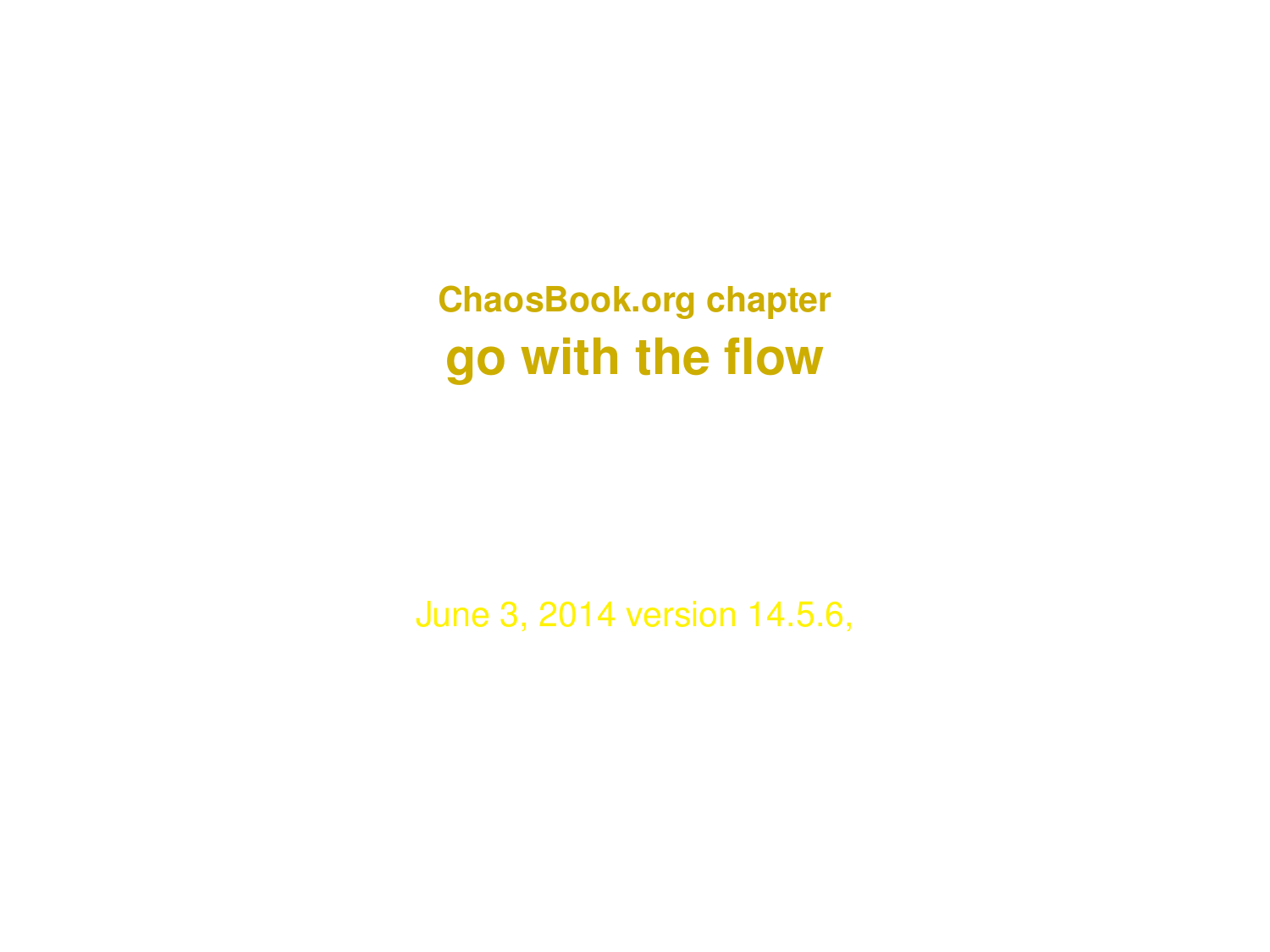**ChaosBook.org chapter**

# go with the flow

June 3, 2014 version 14.5.6,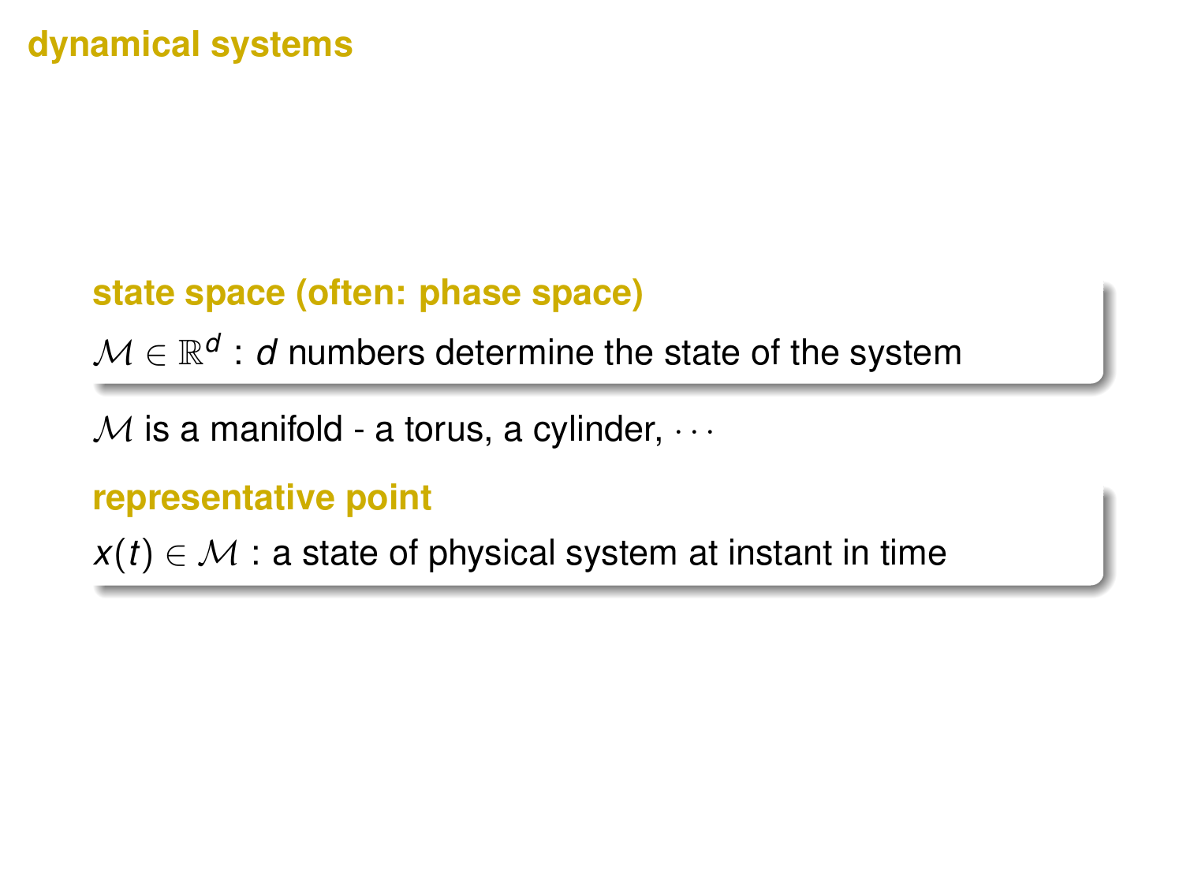## dynamical systems

**state space (often: phase space)**

$\mathcal{M} \in \mathbb{R}^d$ : $d$ numbers determine the state of the system

$\mathcal{M}$ is a manifold - a torus, a cylinder, $\cdots$

**representative point**

$x(t) \in \mathcal{M}$ : a state of physical system at instant in time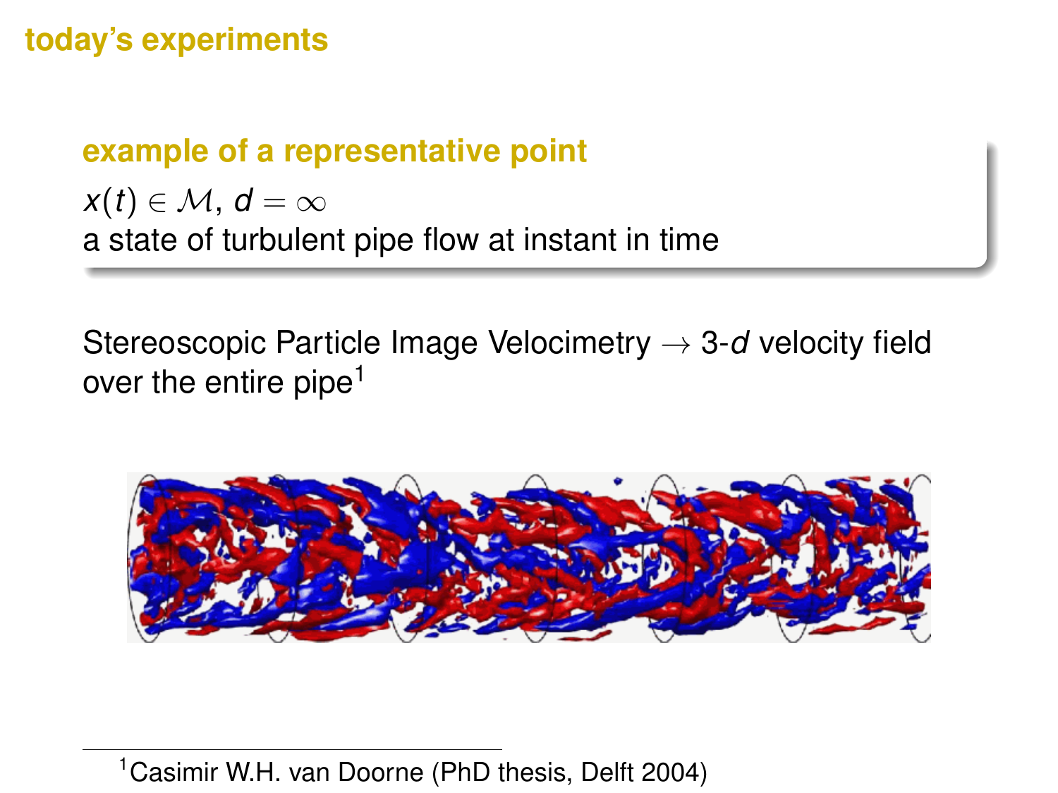## today's experiments

### example of a representative point

$x(t) \in \mathcal{M}$, $d = \infty$
a state of turbulent pipe flow at instant in time

Stereoscopic Particle Image Velocimetry $\rightarrow$ 3-$d$ velocity field over the entire pipe[1]

[1] Casimir W.H. van Doorne (PhD thesis, Delft 2004)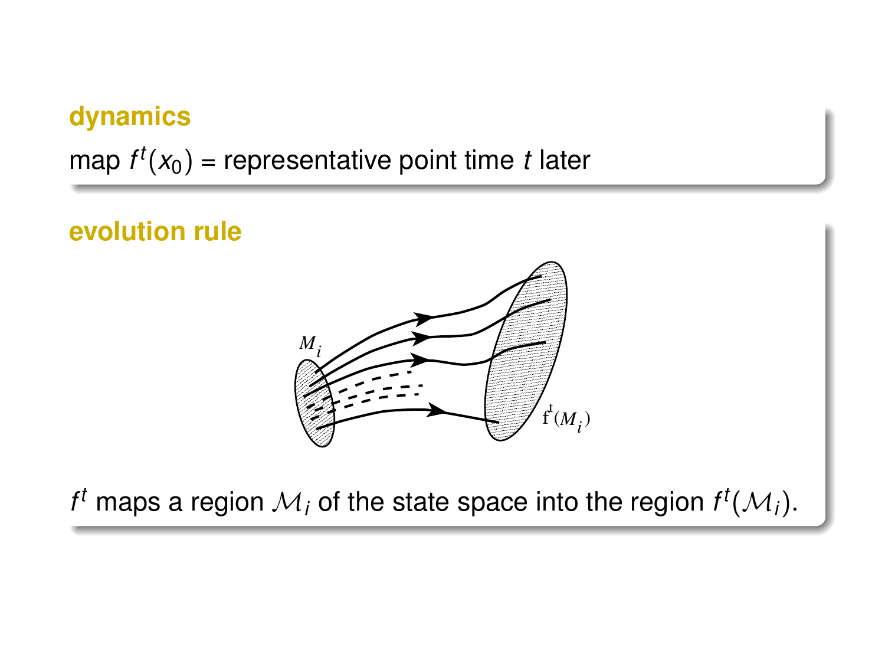## dynamics

map $f^t(x_0)$ = representative point time $t$ later

## evolution rule

$f^t$ maps a region $\mathcal{M}_i$ of the state space into the region $f^t(\mathcal{M}_i)$.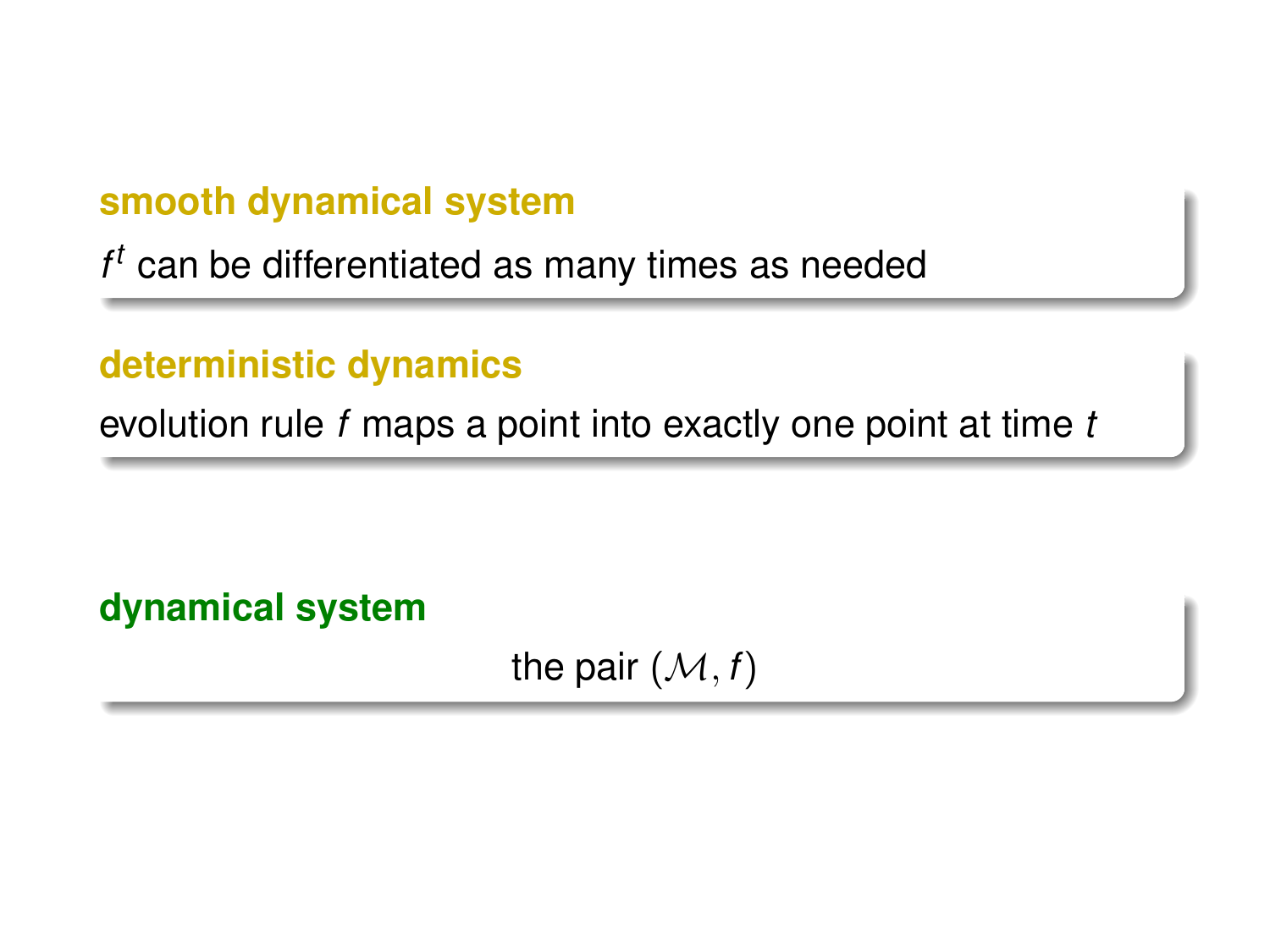**smooth dynamical system**

$f^t$ can be differentiated as many times as needed

**deterministic dynamics**

evolution rule $f$ maps a point into exactly one point at time $t$

**dynamical system**

the pair $(\mathcal{M}, f)$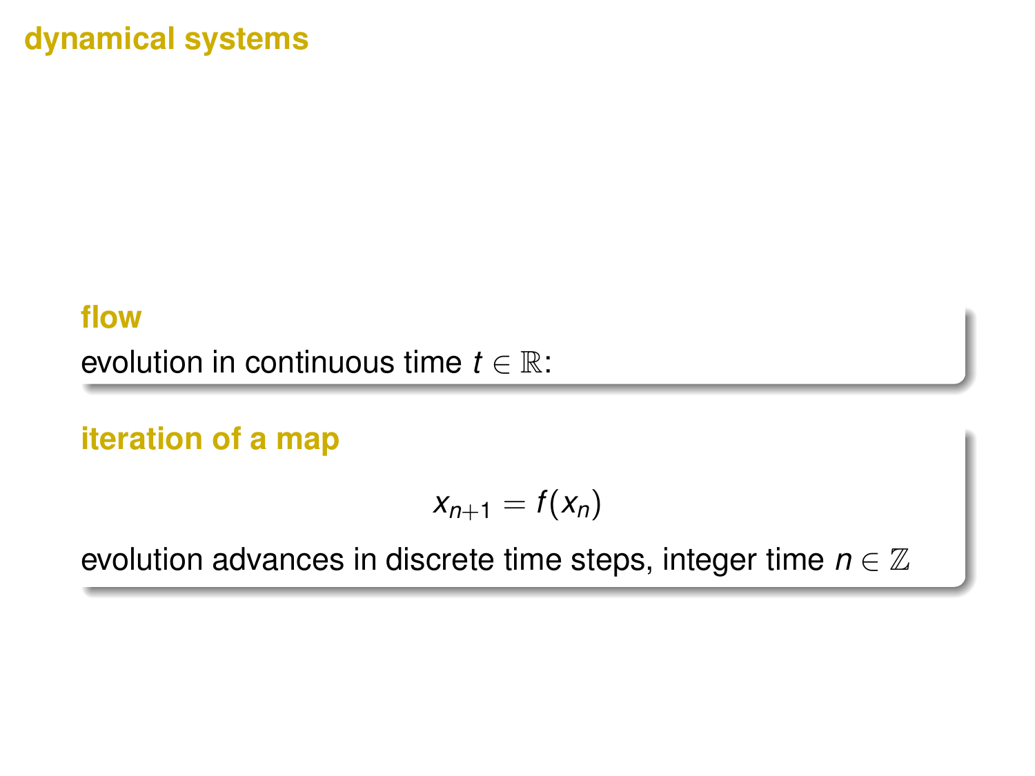# dynamical systems

### flow

evolution in continuous time $t \in \mathbb{R}$:

### iteration of a map

$$x_{n+1} = f(x_n)$$

evolution advances in discrete time steps, integer time $n \in \mathbb{Z}$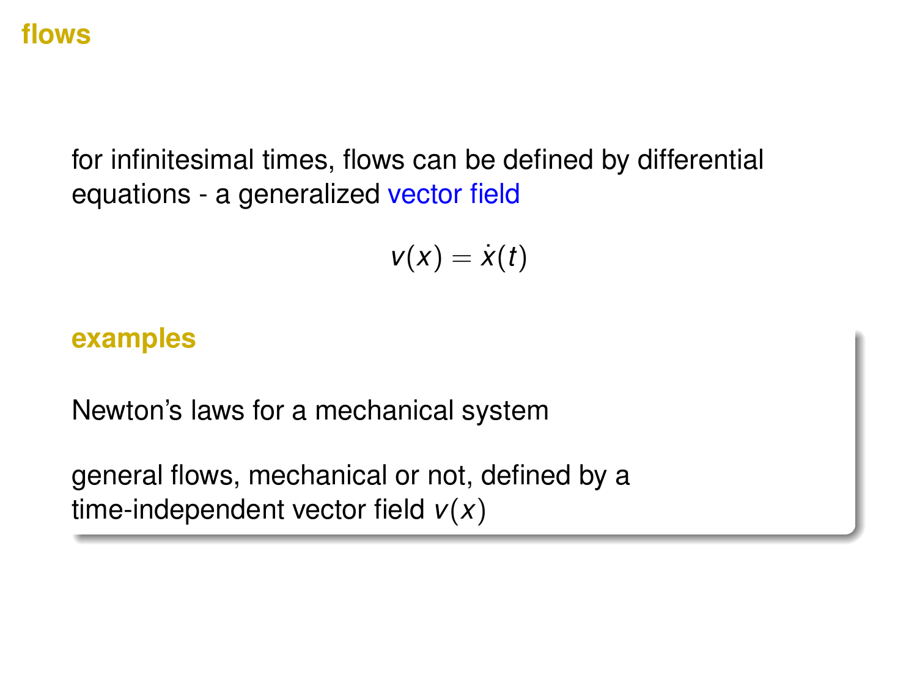# flows

for infinitesimal times, flows can be defined by differential equations - a generalized vector field

$$v(x) = \dot{x}(t)$$

### examples

Newton's laws for a mechanical system

general flows, mechanical or not, defined by a time-independent vector field $v(x)$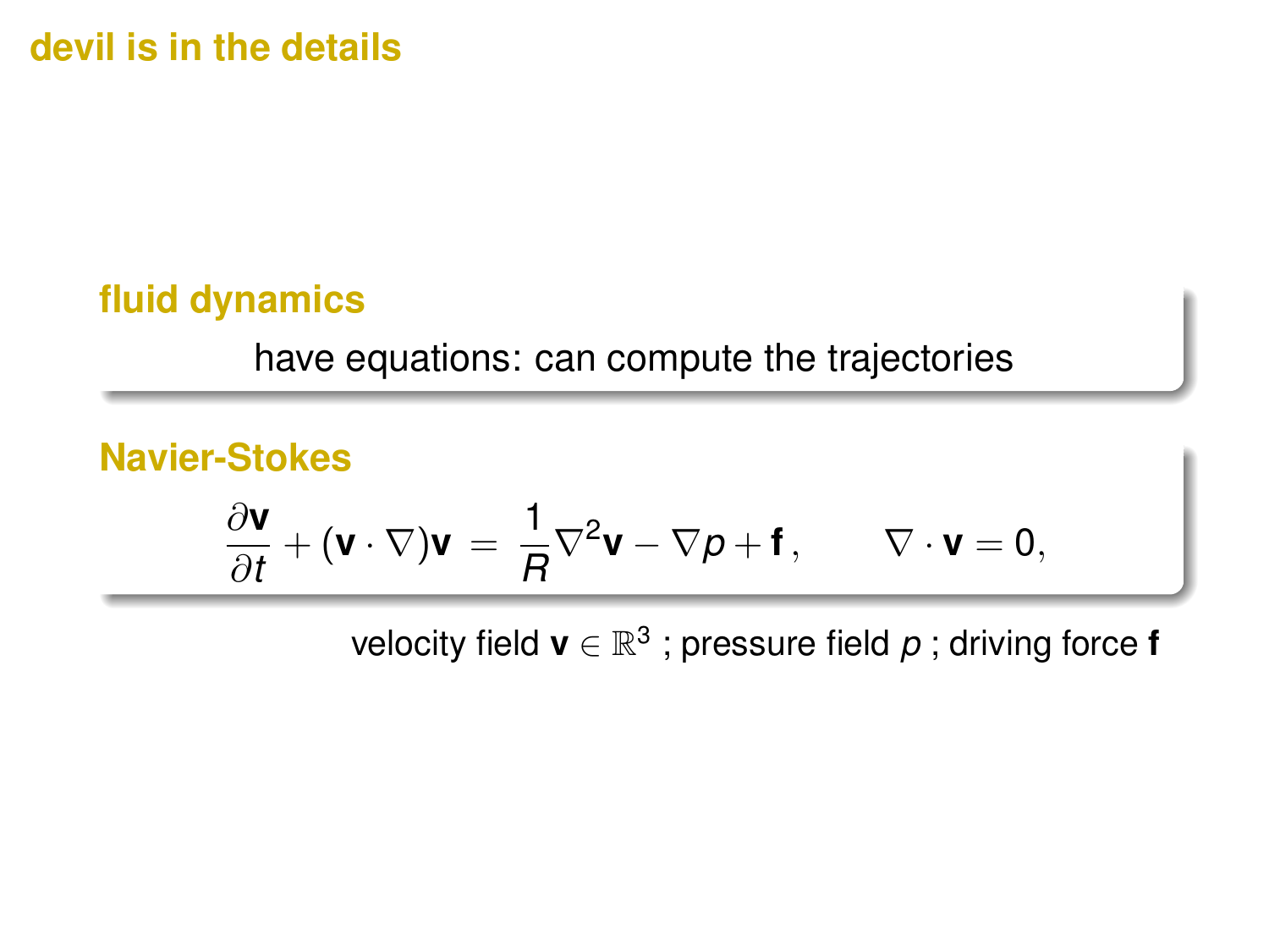# devil is in the details

### fluid dynamics

have equations: can compute the trajectories

### Navier-Stokes

$$\frac{\partial \mathbf{v}}{\partial t} + (\mathbf{v} \cdot \nabla)\mathbf{v} = \frac{1}{R}\nabla^2 \mathbf{v} - \nabla p + \mathbf{f}\,, \qquad \nabla \cdot \mathbf{v} = 0,$$

velocity field $\mathbf{v} \in \mathbb{R}^3$ ; pressure field $p$ ; driving force $\mathbf{f}$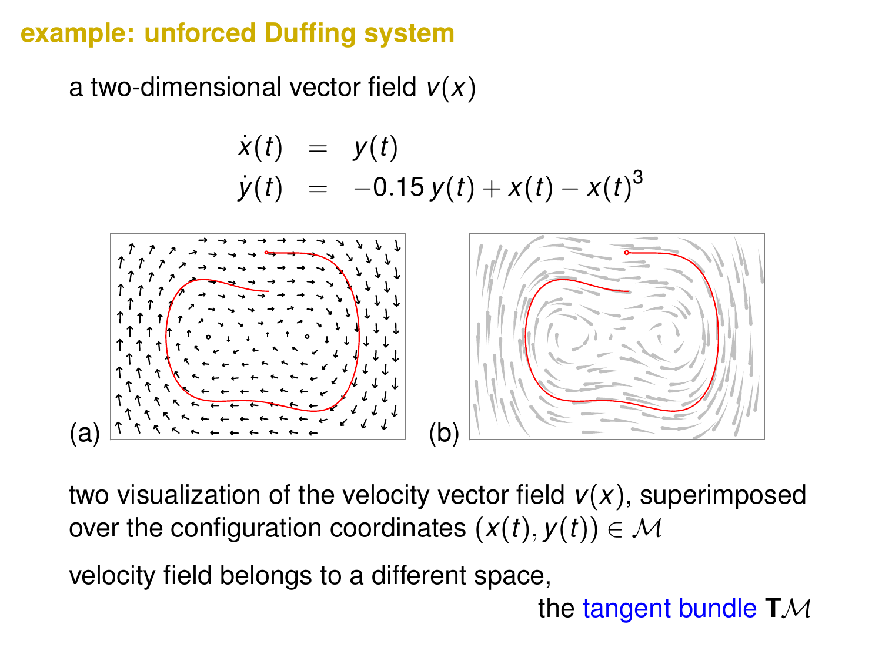# example: unforced Duffing system

a two-dimensional vector field $v(x)$

$$
\begin{aligned}
\dot{x}(t) &= y(t) \\
\dot{y}(t) &= -0.15\, y(t) + x(t) - x(t)^3
\end{aligned}
$$

(a) (b)

two visualization of the velocity vector field $v(x)$, superimposed over the configuration coordinates $(x(t), y(t)) \in \mathcal{M}$

velocity field belongs to a different space,

the tangent bundle $\mathbf{T}\mathcal{M}$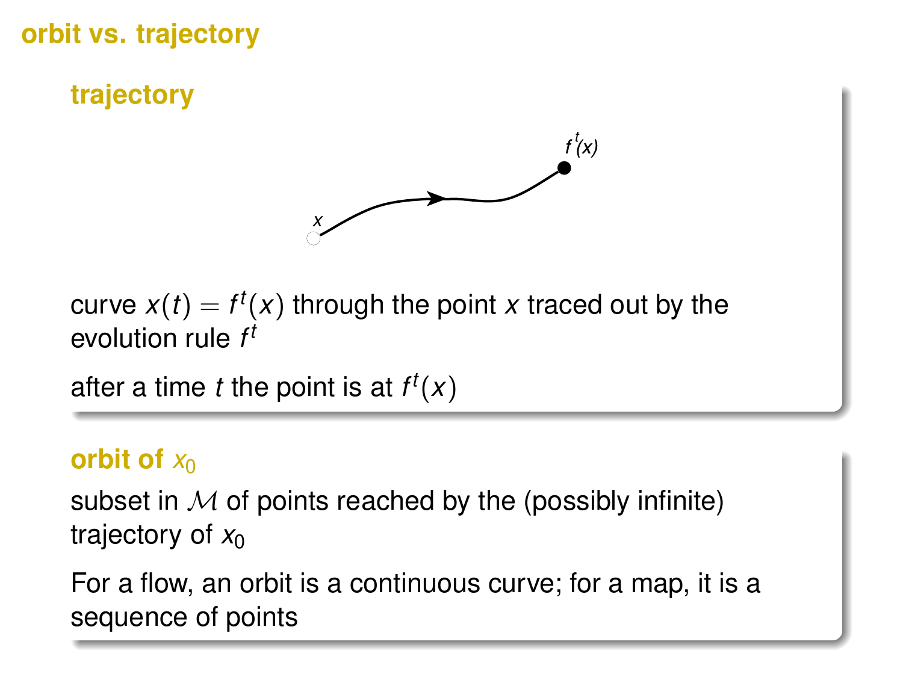# orbit vs. trajectory

## trajectory

curve $x(t) = f^t(x)$ through the point $x$ traced out by the evolution rule $f^t$

after a time $t$ the point is at $f^t(x)$

## orbit of $x_0$

subset in $\mathcal{M}$ of points reached by the (possibly infinite) trajectory of $x_0$

For a flow, an orbit is a continuous curve; for a map, it is a sequence of points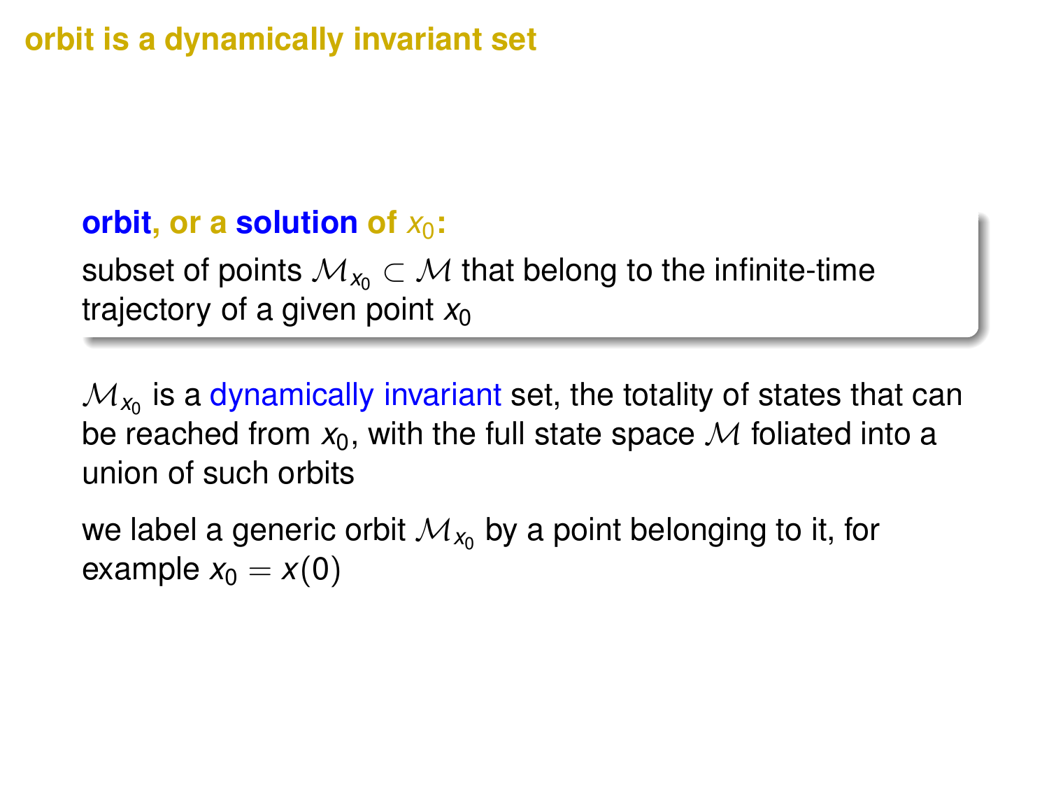## orbit is a dynamically invariant set

**orbit, or a solution of $x_0$:**

subset of points $\mathcal{M}_{x_0} \subset \mathcal{M}$ that belong to the infinite-time trajectory of a given point $x_0$

$\mathcal{M}_{x_0}$ is a dynamically invariant set, the totality of states that can be reached from $x_0$, with the full state space $\mathcal{M}$ foliated into a union of such orbits

we label a generic orbit $\mathcal{M}_{x_0}$ by a point belonging to it, for example $x_0 = x(0)$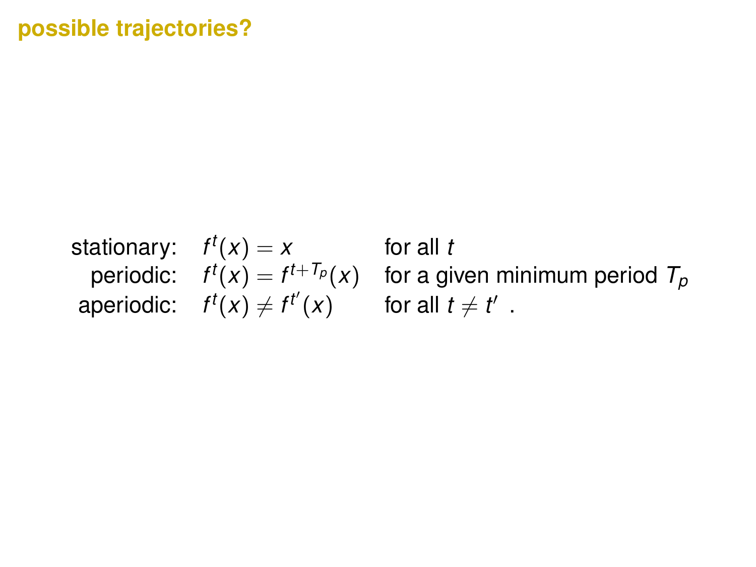## possible trajectories?

$$
\begin{array}{rll}
\text{stationary:} & f^t(x) = x & \text{for all } t \\
\text{periodic:} & f^t(x) = f^{t+T_p}(x) & \text{for a given minimum period } T_p \\
\text{aperiodic:} & f^t(x) \neq f^{t'}(x) & \text{for all } t \neq t' \ .
\end{array}
$$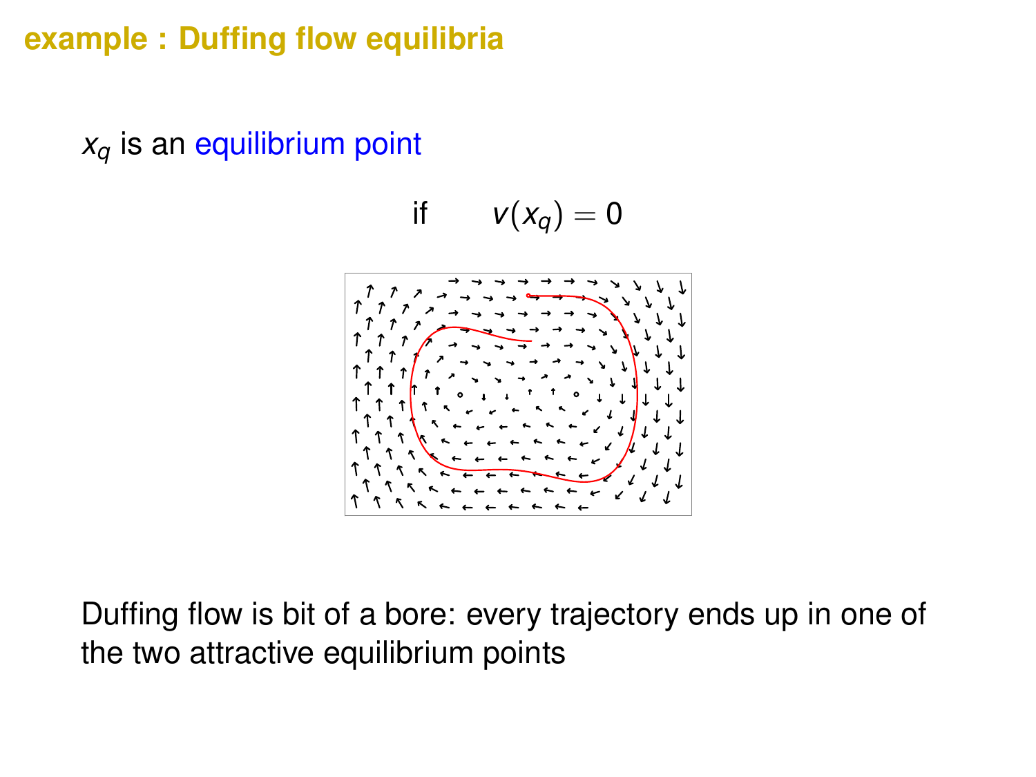## example : Duffing flow equilibria

$x_q$ is an equilibrium point

$$\text{if} \qquad v(x_q) = 0$$

Duffing flow is bit of a bore: every trajectory ends up in one of the two attractive equilibrium points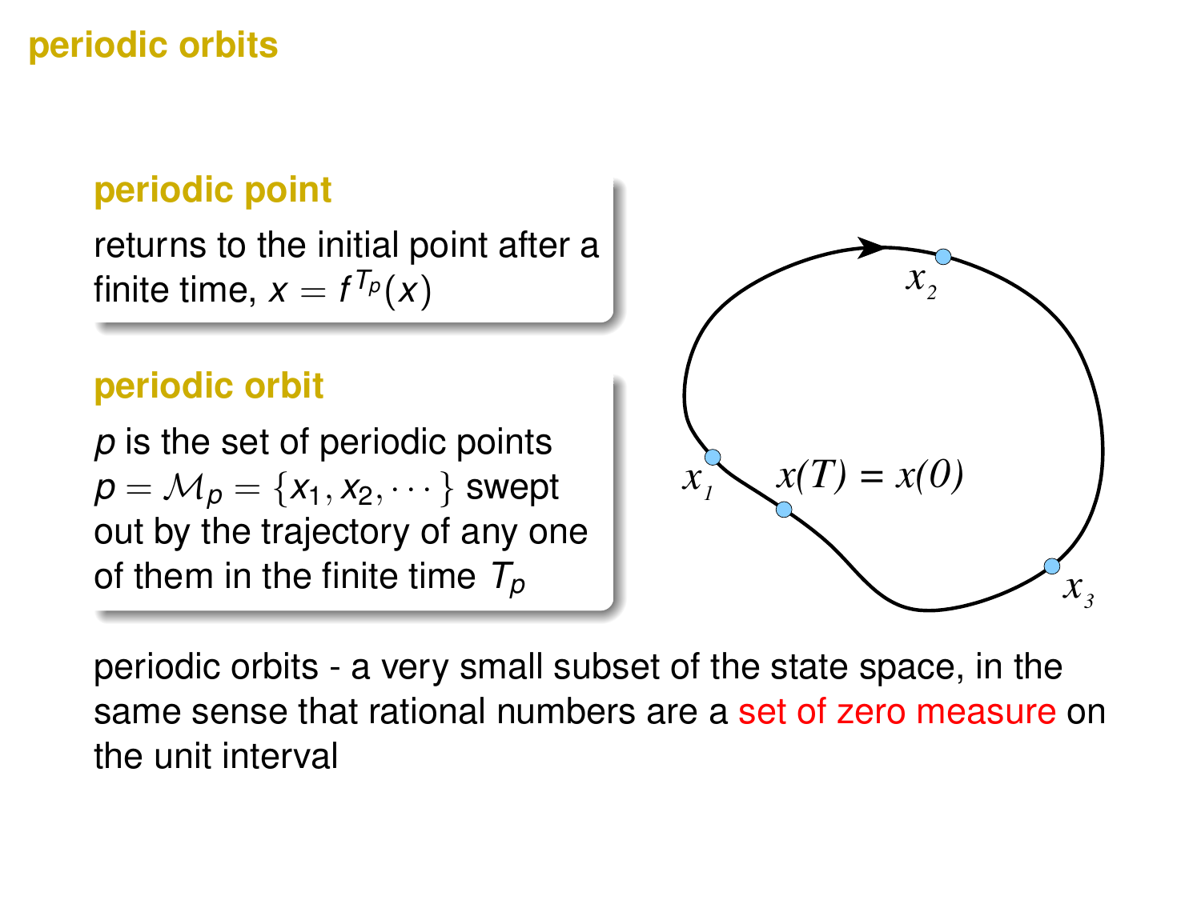# periodic orbits

### periodic point

returns to the initial point after a finite time, $x = f^{T_p}(x)$

### periodic orbit

$p$ is the set of periodic points $p = \mathcal{M}_p = \{x_1, x_2, \cdots\}$ swept out by the trajectory of any one of them in the finite time $T_p$

$x_1$ $x_2$ $x_3$ $x(T) = x(0)$

periodic orbits - a very small subset of the state space, in the same sense that rational numbers are a set of zero measure on the unit interval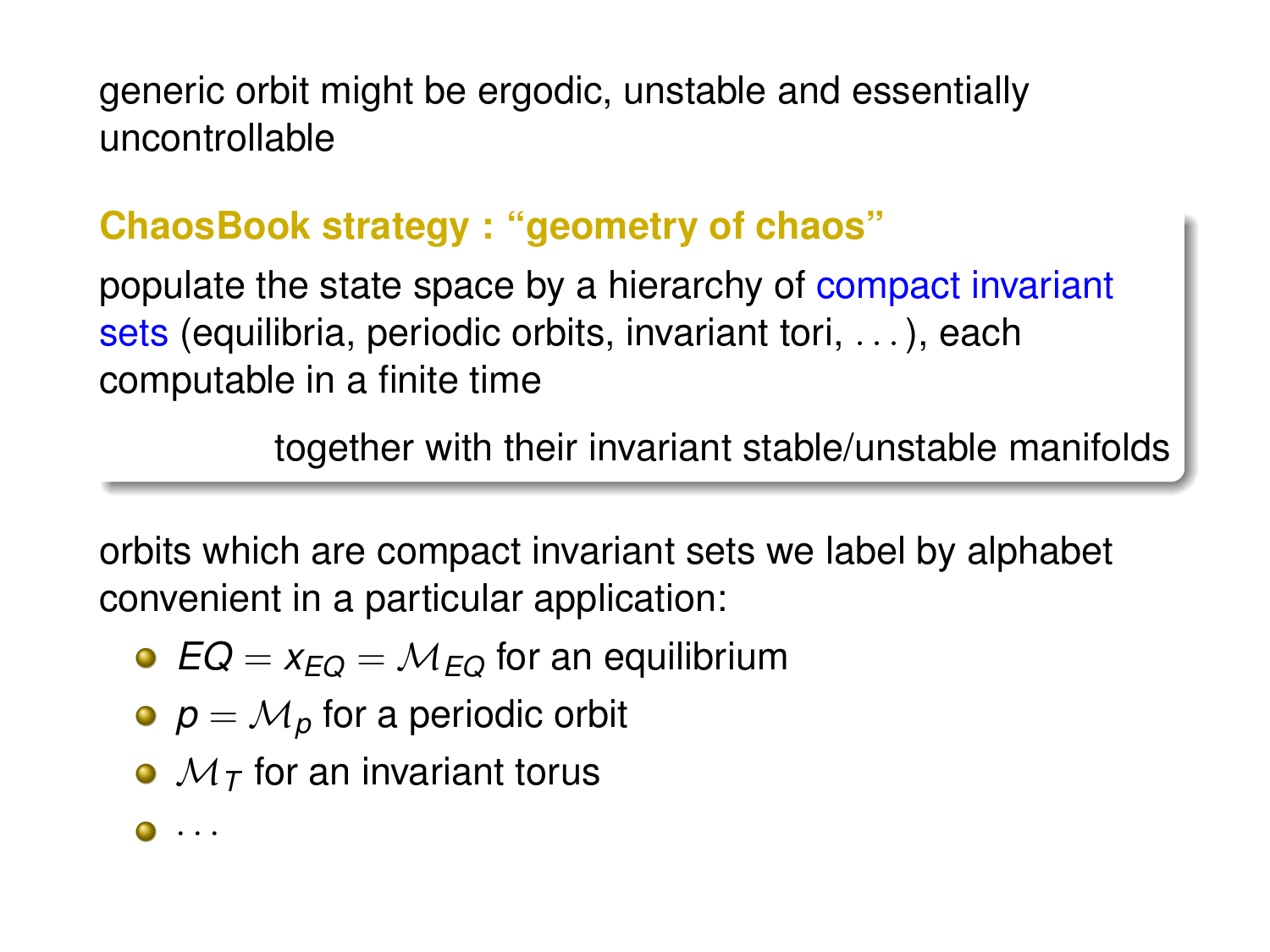generic orbit might be ergodic, unstable and essentially uncontrollable

**ChaosBook strategy : "geometry of chaos"**

populate the state space by a hierarchy of compact invariant sets (equilibria, periodic orbits, invariant tori, . . . ), each computable in a finite time

together with their invariant stable/unstable manifolds

orbits which are compact invariant sets we label by alphabet convenient in a particular application:

- $EQ = x_{EQ} = \mathcal{M}_{EQ}$ for an equilibrium
- $p = \mathcal{M}_p$ for a periodic orbit
- $\mathcal{M}_T$ for an invariant torus
- . . .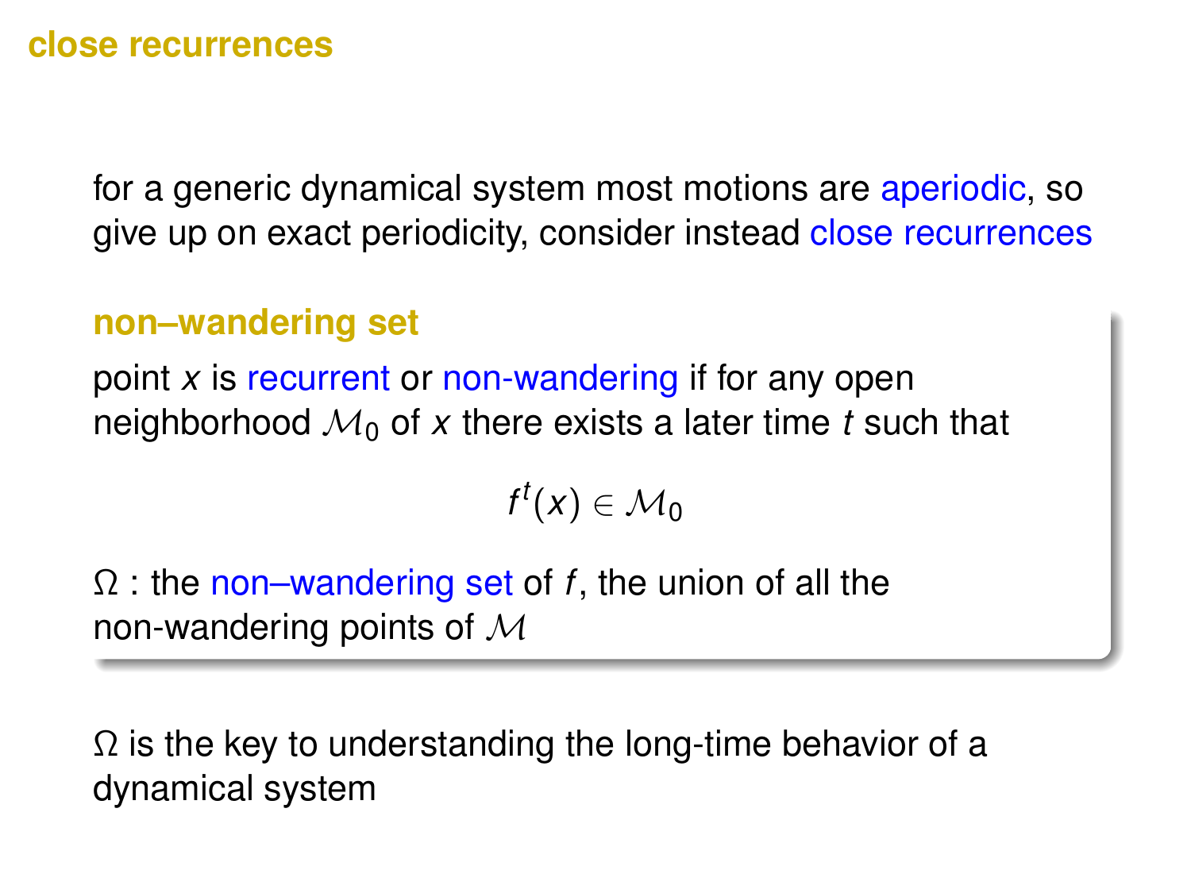# close recurrences

for a generic dynamical system most motions are aperiodic, so give up on exact periodicity, consider instead close recurrences

### non–wandering set

point $x$ is recurrent or non-wandering if for any open neighborhood $\mathcal{M}_0$ of $x$ there exists a later time $t$ such that

$$f^t(x) \in \mathcal{M}_0$$

$\Omega$ : the non–wandering set of $f$, the union of all the non-wandering points of $\mathcal{M}$

$\Omega$ is the key to understanding the long-time behavior of a dynamical system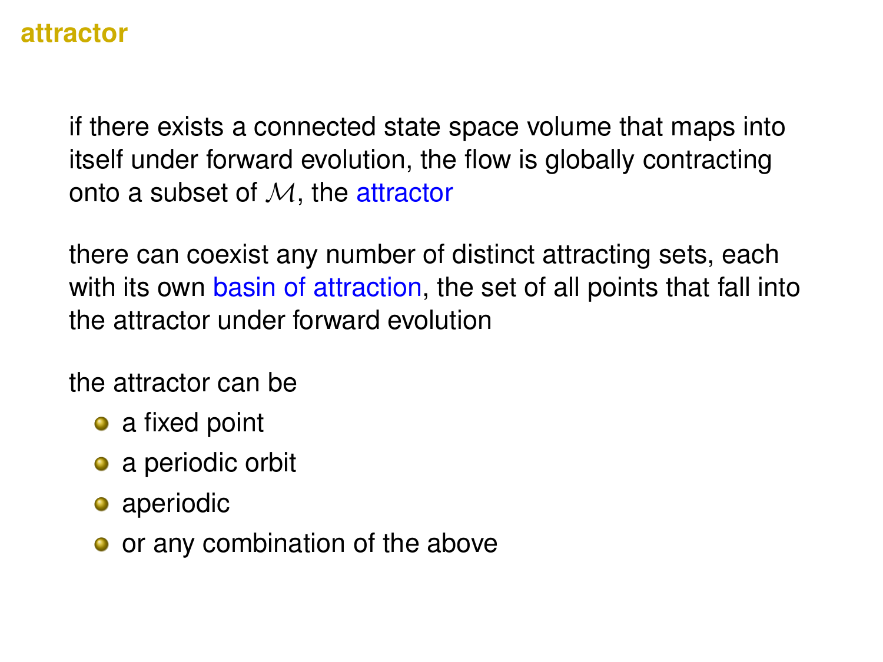## attractor

if there exists a connected state space volume that maps into itself under forward evolution, the flow is globally contracting onto a subset of $\mathcal{M}$, the attractor

there can coexist any number of distinct attracting sets, each with its own basin of attraction, the set of all points that fall into the attractor under forward evolution

the attractor can be

- a fixed point
- a periodic orbit
- aperiodic
- or any combination of the above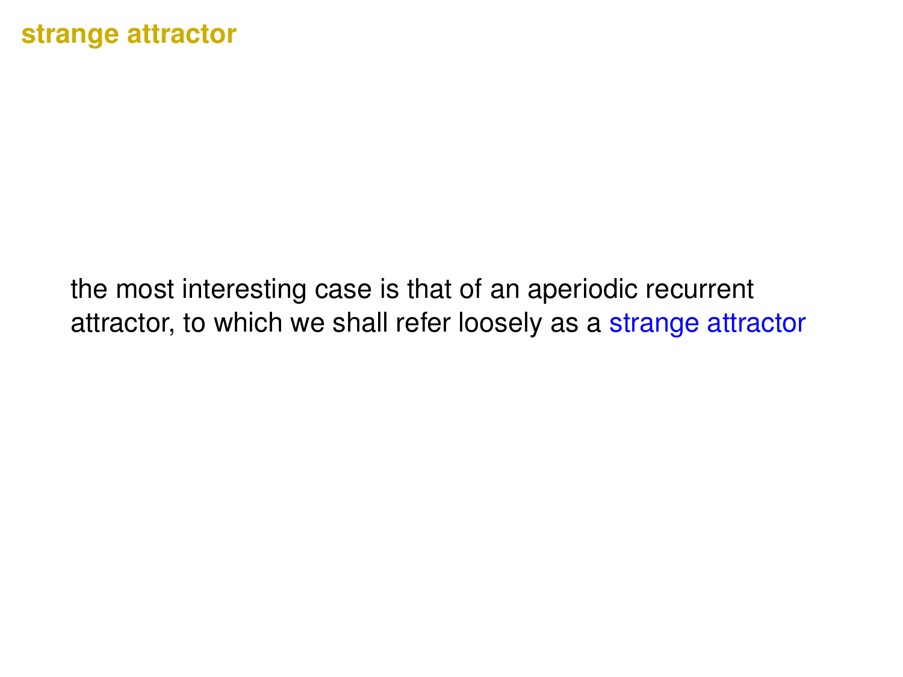## strange attractor

the most interesting case is that of an aperiodic recurrent attractor, to which we shall refer loosely as a strange attractor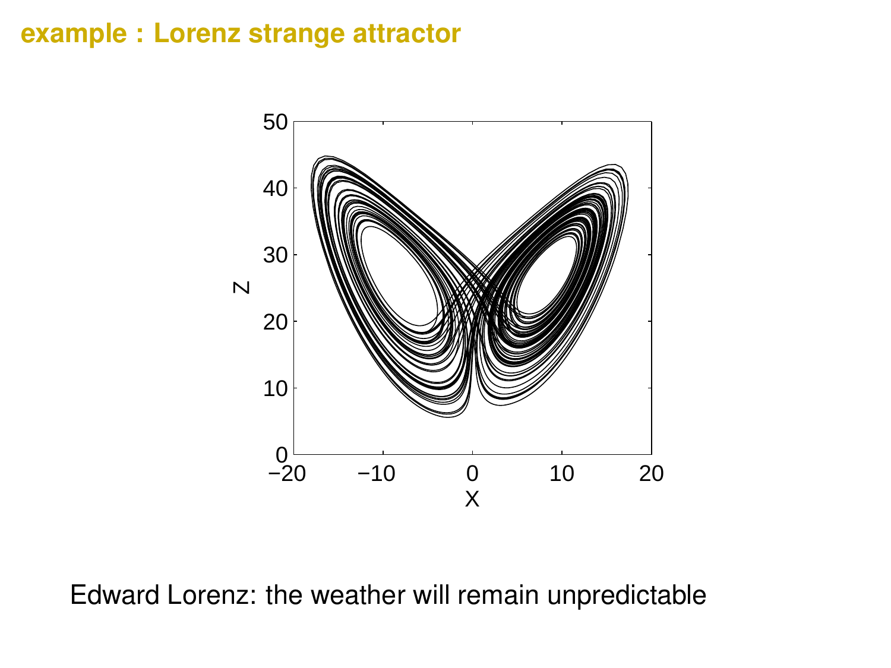## example : Lorenz strange attractor

Edward Lorenz: the weather will remain unpredictable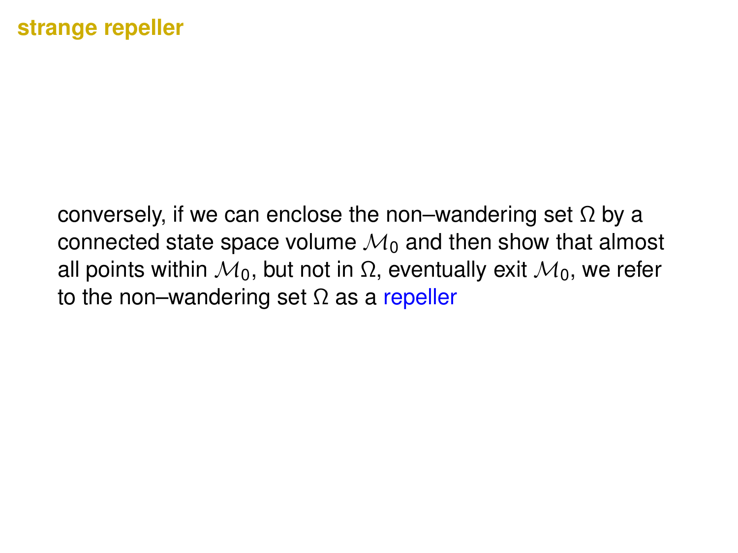# strange repeller

conversely, if we can enclose the non–wandering set $\Omega$ by a connected state space volume $\mathcal{M}_0$ and then show that almost all points within $\mathcal{M}_0$, but not in $\Omega$, eventually exit $\mathcal{M}_0$, we refer to the non–wandering set $\Omega$ as a repeller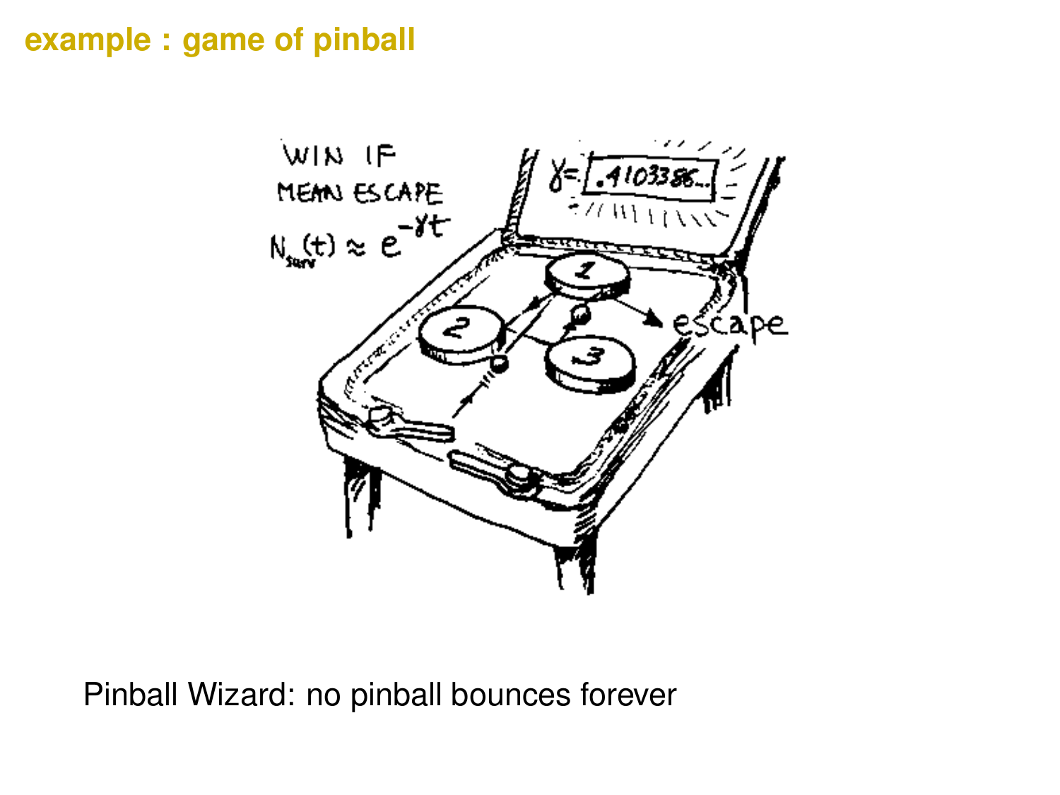# example : game of pinball

Pinball Wizard: no pinball bounces forever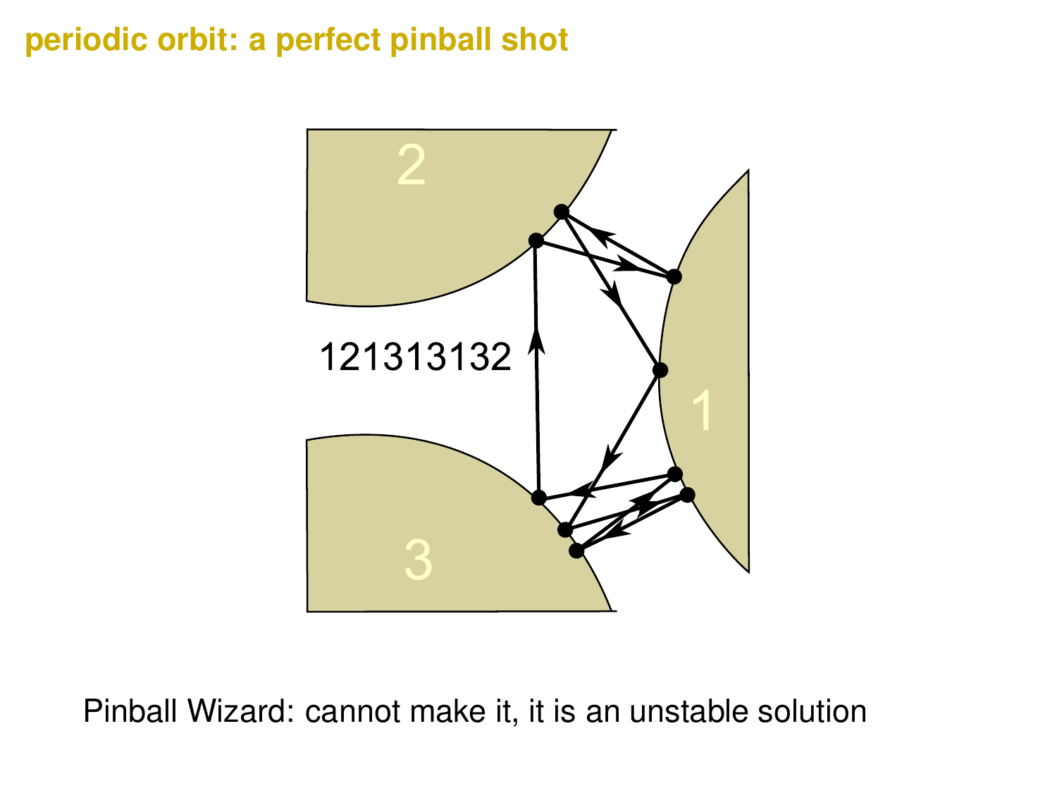## periodic orbit: a perfect pinball shot

121313132

Pinball Wizard: cannot make it, it is an unstable solution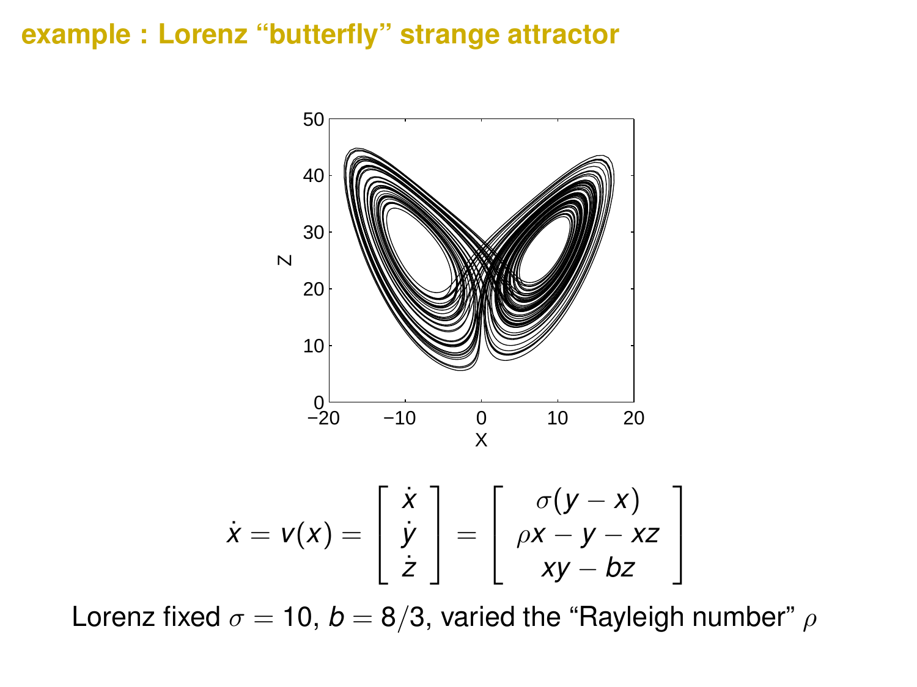## example : Lorenz "butterfly" strange attractor

$$\dot{x} = v(x) = \begin{bmatrix} \dot{x} \\ \dot{y} \\ \dot{z} \end{bmatrix} = \begin{bmatrix} \sigma(y - x) \\ \rho x - y - xz \\ xy - bz \end{bmatrix}$$

Lorenz fixed $\sigma = 10$, $b = 8/3$, varied the "Rayleigh number" $\rho$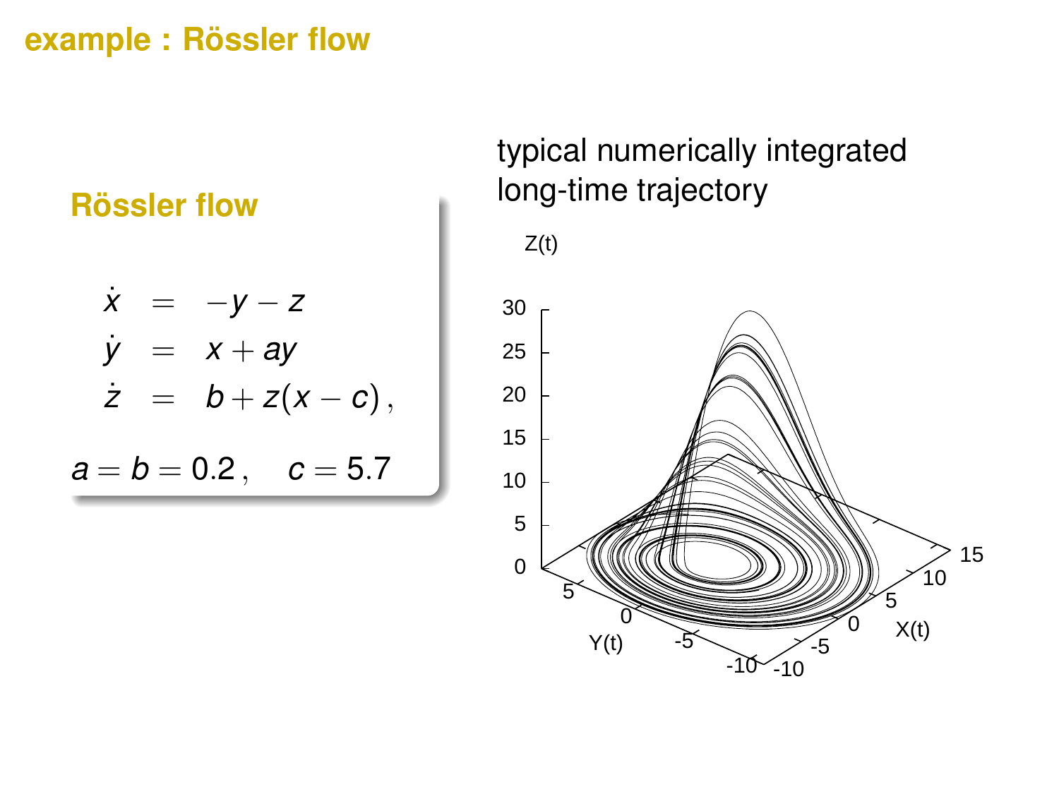## example : Rössler flow

### Rössler flow

$$
\begin{aligned}
\dot{x} &= -y - z \\
\dot{y} &= x + ay \\
\dot{z} &= b + z(x - c)\,,
\end{aligned}
$$

$$a = b = 0.2\,, \quad c = 5.7$$

typical numerically integrated long-time trajectory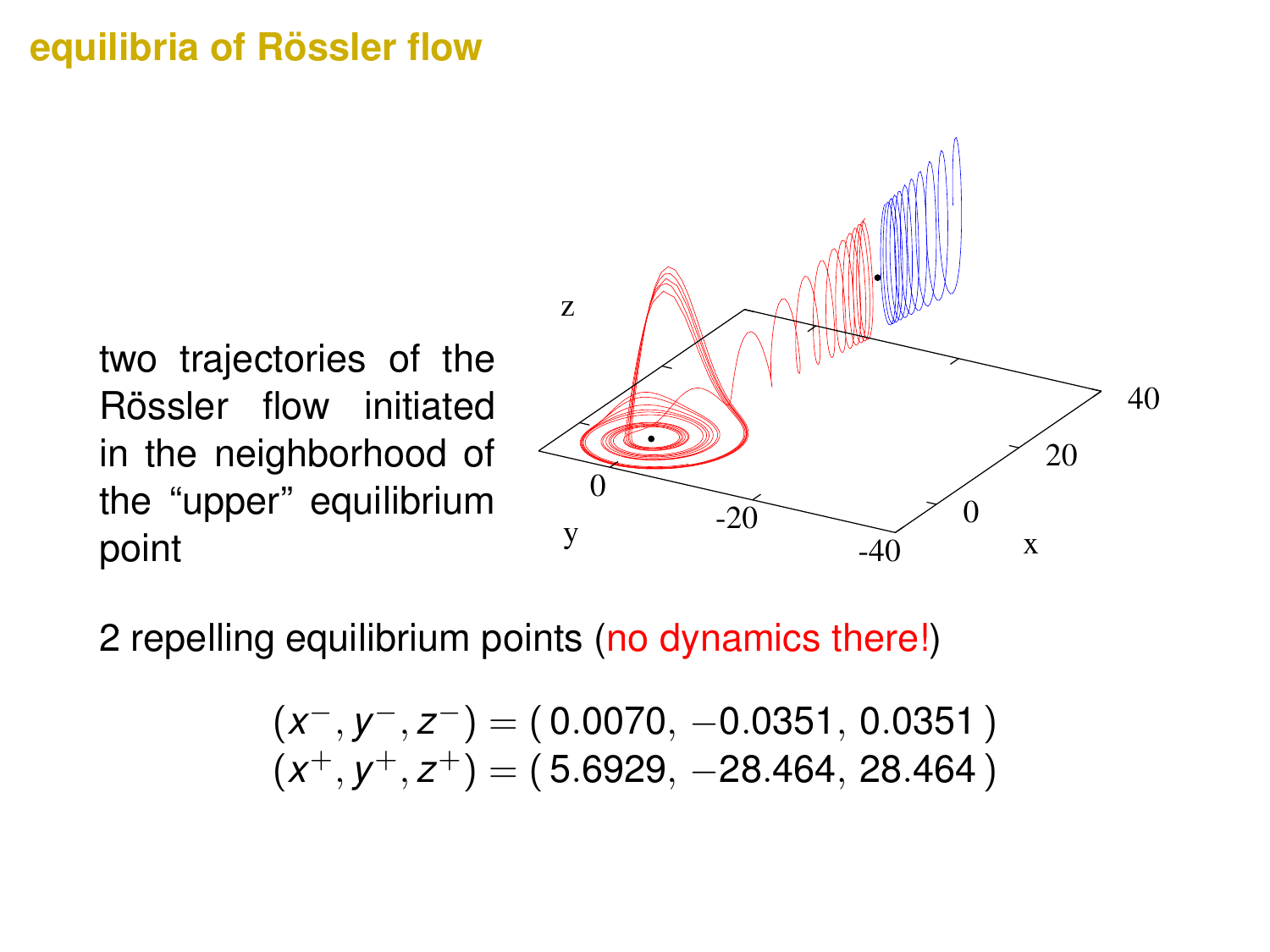## equilibria of Rössler flow

two trajectories of the Rössler flow initiated in the neighborhood of the “upper” equilibrium point

2 repelling equilibrium points (no dynamics there!)

$$
\begin{aligned}
(x^-, y^-, z^-) &= (\,0.0070,\ -0.0351,\ 0.0351\,) \\
(x^+, y^+, z^+) &= (\,5.6929,\ -28.464,\ 28.464\,)
\end{aligned}
$$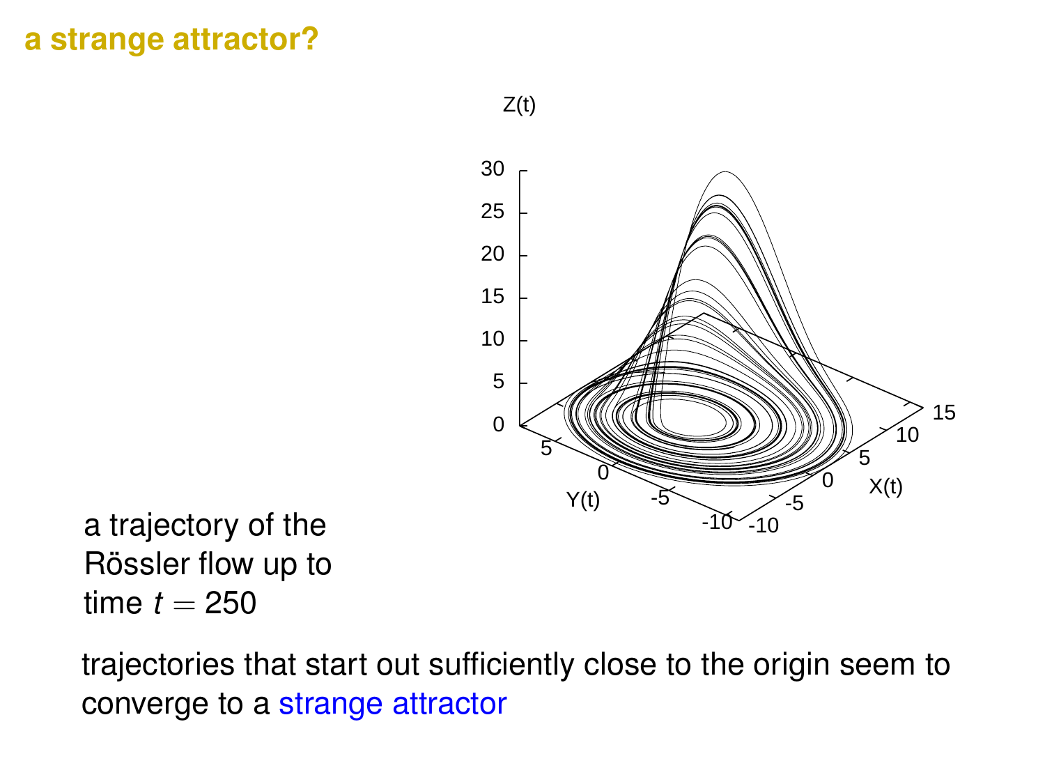## a strange attractor?

a trajectory of the Rössler flow up to time $t = 250$

trajectories that start out sufficiently close to the origin seem to converge to a strange attractor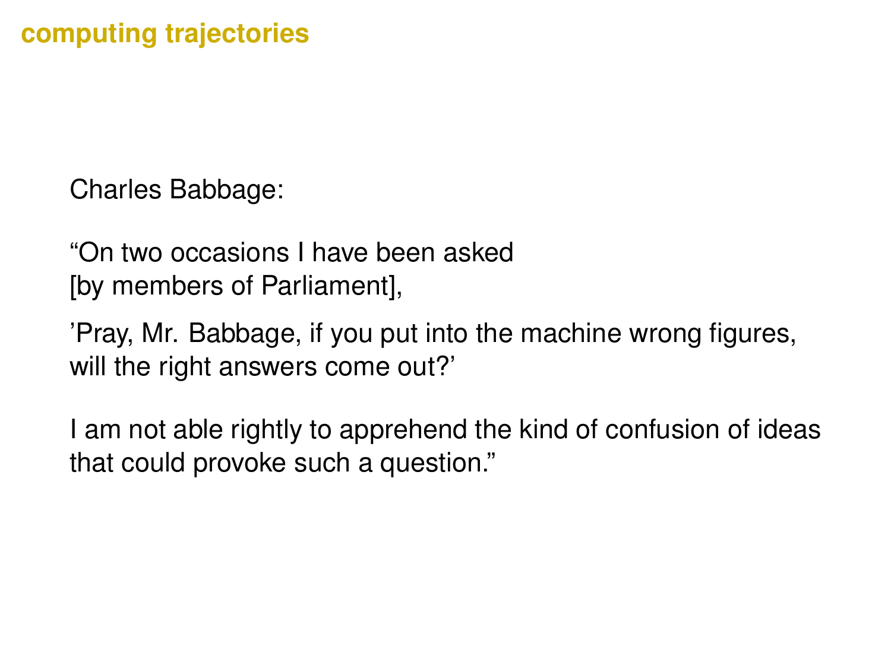## computing trajectories

Charles Babbage:

“On two occasions I have been asked
[by members of Parliament],

’Pray, Mr. Babbage, if you put into the machine wrong figures,
will the right answers come out?’

I am not able rightly to apprehend the kind of confusion of ideas
that could provoke such a question.”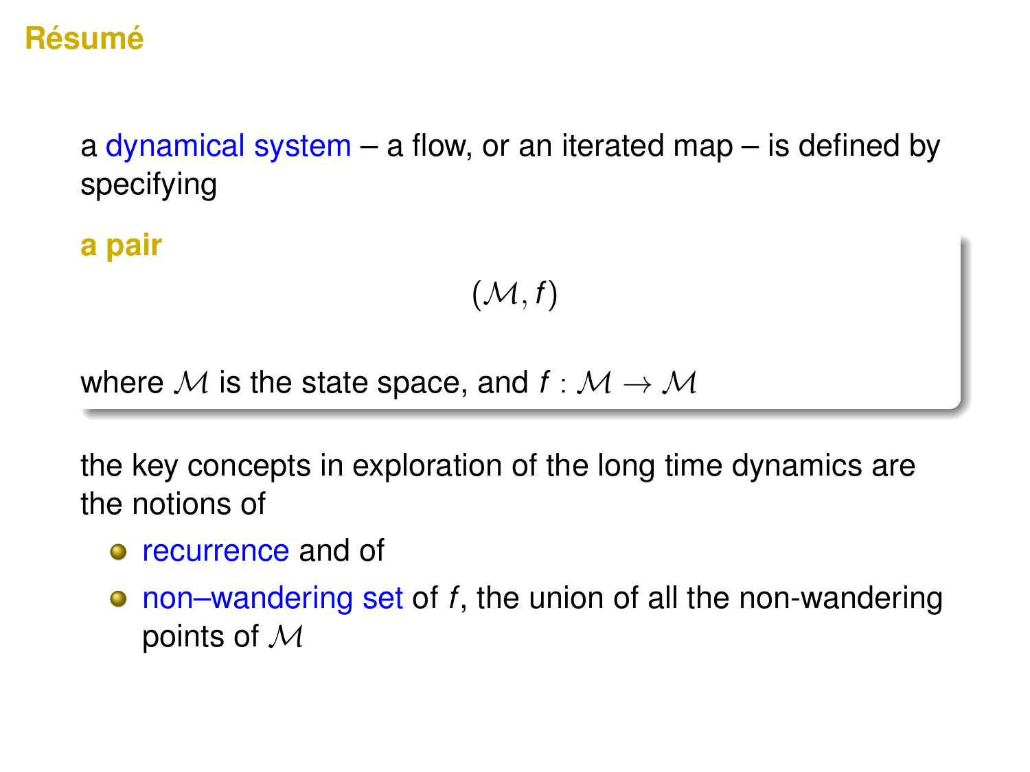# Résumé

a dynamical system – a flow, or an iterated map – is defined by specifying

**a pair**

$$(\mathcal{M}, f)$$

where $\mathcal{M}$ is the state space, and $f : \mathcal{M} \to \mathcal{M}$

the key concepts in exploration of the long time dynamics are the notions of

- recurrence and of
- non–wandering set of $f$, the union of all the non-wandering points of $\mathcal{M}$